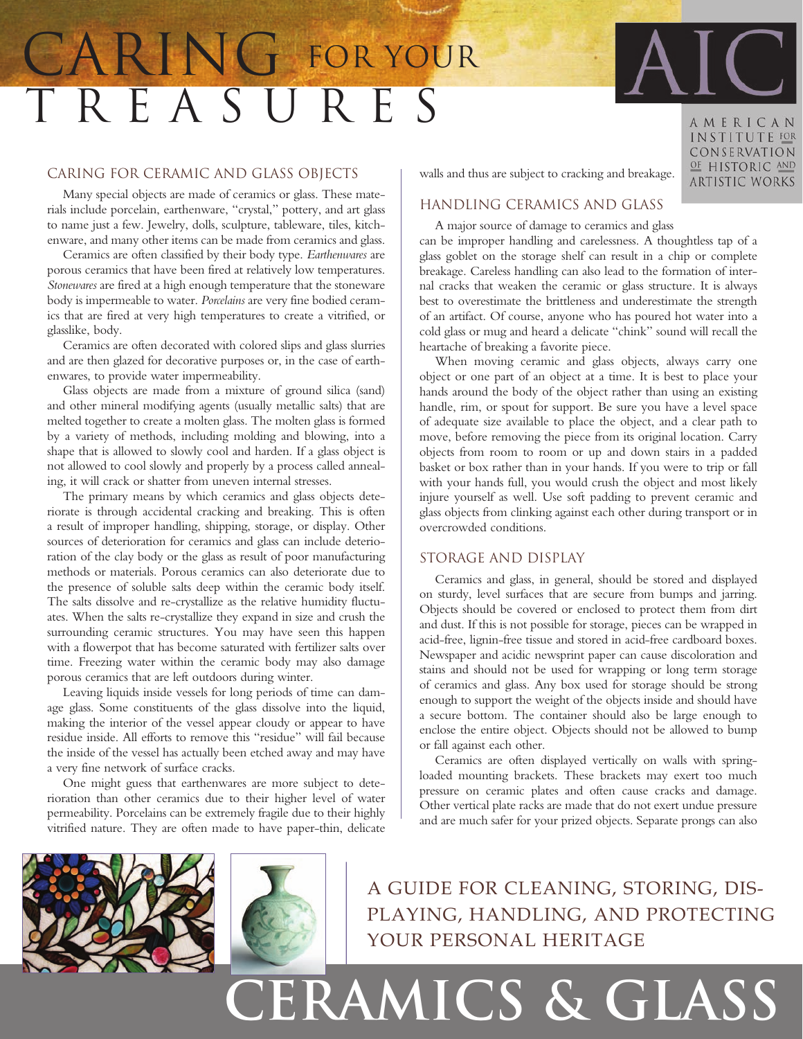# CARING FOR YOUR TREASURES

AMERICAN INSTITUTE FOR CONSERVATION OF HISTORIC AND ARTISTIC WORKS

## CARING FOR CERAMIC AND GLASS OBJECTS

Many special objects are made of ceramics or glass. These materials include porcelain, earthenware, "crystal," pottery, and art glass to name just a few. Jewelry, dolls, sculpture, tableware, tiles, kitchenware, and many other items can be made from ceramics and glass.

Ceramics are often classified by their body type. *Earthenwares* are porous ceramics that have been fired at relatively low temperatures. *Stonewares* are fired at a high enough temperature that the stoneware body is impermeable to water. *Porcelains* are very fine bodied ceramics that are fired at very high temperatures to create a vitrified, or glasslike, body.

Ceramics are often decorated with colored slips and glass slurries and are then glazed for decorative purposes or, in the case of earthenwares, to provide water impermeability.

Glass objects are made from a mixture of ground silica (sand) and other mineral modifying agents (usually metallic salts) that are melted together to create a molten glass. The molten glass is formed by a variety of methods, including molding and blowing, into a shape that is allowed to slowly cool and harden. If a glass object is not allowed to cool slowly and properly by a process called annealing, it will crack or shatter from uneven internal stresses.

The primary means by which ceramics and glass objects deteriorate is through accidental cracking and breaking. This is often a result of improper handling, shipping, storage, or display. Other sources of deterioration for ceramics and glass can include deterioration of the clay body or the glass as result of poor manufacturing methods or materials. Porous ceramics can also deteriorate due to the presence of soluble salts deep within the ceramic body itself. The salts dissolve and re-crystallize as the relative humidity fluctuates. When the salts re-crystallize they expand in size and crush the surrounding ceramic structures. You may have seen this happen with a flowerpot that has become saturated with fertilizer salts over time. Freezing water within the ceramic body may also damage porous ceramics that are left outdoors during winter.

Leaving liquids inside vessels for long periods of time can damage glass. Some constituents of the glass dissolve into the liquid, making the interior of the vessel appear cloudy or appear to have residue inside. All efforts to remove this "residue" will fail because the inside of the vessel has actually been etched away and may have a very fine network of surface cracks.

One might guess that earthenwares are more subject to deterioration than other ceramics due to their higher level of water permeability. Porcelains can be extremely fragile due to their highly vitrified nature. They are often made to have paper-thin, delicate walls and thus are subject to cracking and breakage.

## HANDLING CERAMICS AND GLASS

A major source of damage to ceramics and glass can be improper handling and carelessness. A thoughtless tap of a glass goblet on the storage shelf can result in a chip or complete breakage. Careless handling can also lead to the formation of internal cracks that weaken the ceramic or glass structure. It is always best to overestimate the brittleness and underestimate the strength of an artifact. Of course, anyone who has poured hot water into a cold glass or mug and heard a delicate "chink" sound will recall the heartache of breaking a favorite piece.

When moving ceramic and glass objects, always carry one object or one part of an object at a time. It is best to place your hands around the body of the object rather than using an existing handle, rim, or spout for support. Be sure you have a level space of adequate size available to place the object, and a clear path to move, before removing the piece from its original location. Carry objects from room to room or up and down stairs in a padded basket or box rather than in your hands. If you were to trip or fall with your hands full, you would crush the object and most likely injure yourself as well. Use soft padding to prevent ceramic and glass objects from clinking against each other during transport or in overcrowded conditions.

## STORAGE AND DISPLAY

Ceramics and glass, in general, should be stored and displayed on sturdy, level surfaces that are secure from bumps and jarring. Objects should be covered or enclosed to protect them from dirt and dust. If this is not possible for storage, pieces can be wrapped in acid-free, lignin-free tissue and stored in acid-free cardboard boxes. Newspaper and acidic newsprint paper can cause discoloration and stains and should not be used for wrapping or long term storage of ceramics and glass. Any box used for storage should be strong enough to support the weight of the objects inside and should have a secure bottom. The container should also be large enough to enclose the entire object. Objects should not be allowed to bump or fall against each other.

Ceramics are often displayed vertically on walls with spring-loaded mounting brackets. These brackets may exert too much pressure on ceramic plates and often cause cracks and damage. Other vertical plate racks are made that do not exert undue pressure and are much safer for your prized objects. Separate prongs can also

A GUIDE FOR CLEANING, STORING, DISPLAYING, HANDLING, AND PROTECTING YOUR PERSONAL HERITAGE

# CERAMICS & GLASS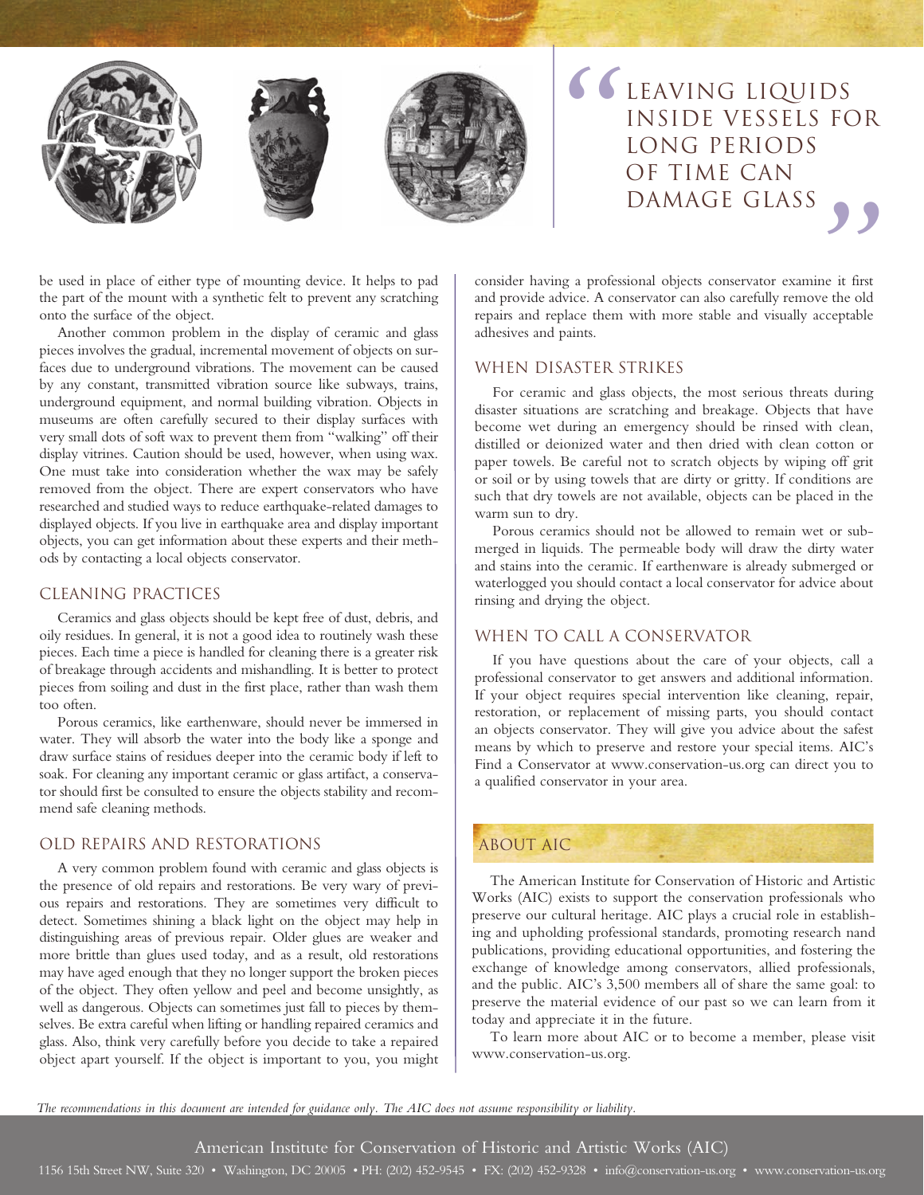> "Leaving liquids inside vessels for long periods of time can damage glass"

be used in place of either type of mounting device. It helps to pad the part of the mount with a synthetic felt to prevent any scratching onto the surface of the object.

Another common problem in the display of ceramic and glass pieces involves the gradual, incremental movement of objects on surfaces due to underground vibrations. The movement can be caused by any constant, transmitted vibration source like subways, trains, underground equipment, and normal building vibration. Objects in museums are often carefully secured to their display surfaces with very small dots of soft wax to prevent them from "walking" off their display vitrines. Caution should be used, however, when using wax. One must take into consideration whether the wax may be safely removed from the object. There are expert conservators who have researched and studied ways to reduce earthquake-related damages to displayed objects. If you live in earthquake area and display important objects, you can get information about these experts and their methods by contacting a local objects conservator.

## Cleaning Practices

Ceramics and glass objects should be kept free of dust, debris, and oily residues. In general, it is not a good idea to routinely wash these pieces. Each time a piece is handled for cleaning there is a greater risk of breakage through accidents and mishandling. It is better to protect pieces from soiling and dust in the first place, rather than wash them too often.

Porous ceramics, like earthenware, should never be immersed in water. They will absorb the water into the body like a sponge and draw surface stains of residues deeper into the ceramic body if left to soak. For cleaning any important ceramic or glass artifact, a conservator should first be consulted to ensure the objects stability and recommend safe cleaning methods.

## Old Repairs and Restorations

A very common problem found with ceramic and glass objects is the presence of old repairs and restorations. Be very wary of previous repairs and restorations. They are sometimes very difficult to detect. Sometimes shining a black light on the object may help in distinguishing areas of previous repair. Older glues are weaker and more brittle than glues used today, and as a result, old restorations may have aged enough that they no longer support the broken pieces of the object. They often yellow and peel and become unsightly, as well as dangerous. Objects can sometimes just fall to pieces by themselves. Be extra careful when lifting or handling repaired ceramics and glass. Also, think very carefully before you decide to take a repaired object apart yourself. If the object is important to you, you might consider having a professional objects conservator examine it first and provide advice. A conservator can also carefully remove the old repairs and replace them with more stable and visually acceptable adhesives and paints.

## When Disaster Strikes

For ceramic and glass objects, the most serious threats during disaster situations are scratching and breakage. Objects that have become wet during an emergency should be rinsed with clean, distilled or deionized water and then dried with clean cotton or paper towels. Be careful not to scratch objects by wiping off grit or soil or by using towels that are dirty or gritty. If conditions are such that dry towels are not available, objects can be placed in the warm sun to dry.

Porous ceramics should not be allowed to remain wet or submerged in liquids. The permeable body will draw the dirty water and stains into the ceramic. If earthenware is already submerged or waterlogged you should contact a local conservator for advice about rinsing and drying the object.

## When to Call a Conservator

If you have questions about the care of your objects, call a professional conservator to get answers and additional information. If your object requires special intervention like cleaning, repair, restoration, or replacement of missing parts, you should contact an objects conservator. They will give you advice about the safest means by which to preserve and restore your special items. AIC's Find a Conservator at www.conservation-us.org can direct you to a qualified conservator in your area.

## About AIC

The American Institute for Conservation of Historic and Artistic Works (AIC) exists to support the conservation professionals who preserve our cultural heritage. AIC plays a crucial role in establishing and upholding professional standards, promoting research nand publications, providing educational opportunities, and fostering the exchange of knowledge among conservators, allied professionals, and the public. AIC's 3,500 members all of share the same goal: to preserve the material evidence of our past so we can learn from it today and appreciate it in the future.

To learn more about AIC or to become a member, please visit www.conservation-us.org.

*The recommendations in this document are intended for guidance only. The AIC does not assume responsibility or liability.*

American Institute for Conservation of Historic and Artistic Works (AIC)

1156 15th Street NW, Suite 320 • Washington, DC 20005 • PH: (202) 452-9545 • FX: (202) 452-9328 • info@conservation-us.org • www.conservation-us.org